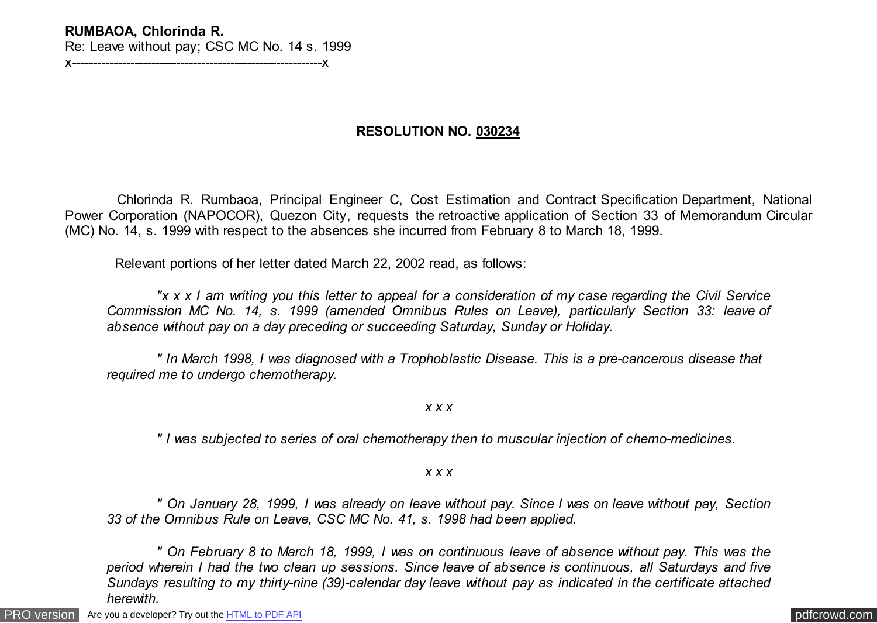**RUMBAOA, Chlorinda R.**
Re: Leave without pay; CSC MC No. 14 s. 1999
x-----------------------------------------------------------x

**RESOLUTION NO. 030234**

Chlorinda R. Rumbaoa, Principal Engineer C, Cost Estimation and Contract Specification Department, National Power Corporation (NAPOCOR), Quezon City, requests the retroactive application of Section 33 of Memorandum Circular (MC) No. 14, s. 1999 with respect to the absences she incurred from February 8 to March 18, 1999.

Relevant portions of her letter dated March 22, 2002 read, as follows:

*"x x x I am writing you this letter to appeal for a consideration of my case regarding the Civil Service Commission MC No. 14, s. 1999 (amended Omnibus Rules on Leave), particularly Section 33: leave of absence without pay on a day preceding or succeeding Saturday, Sunday or Holiday.*

*" In March 1998, I was diagnosed with a Trophoblastic Disease. This is a pre-cancerous disease that required me to undergo chemotherapy.*

*x x x*

*" I was subjected to series of oral chemotherapy then to muscular injection of chemo-medicines.*

*x x x*

*" On January 28, 1999, I was already on leave without pay. Since I was on leave without pay, Section 33 of the Omnibus Rule on Leave, CSC MC No. 41, s. 1998 had been applied.*

*" On February 8 to March 18, 1999, I was on continuous leave of absence without pay. This was the period wherein I had the two clean up sessions. Since leave of absence is continuous, all Saturdays and five Sundays resulting to my thirty-nine (39)-calendar day leave without pay as indicated in the certificate attached herewith.*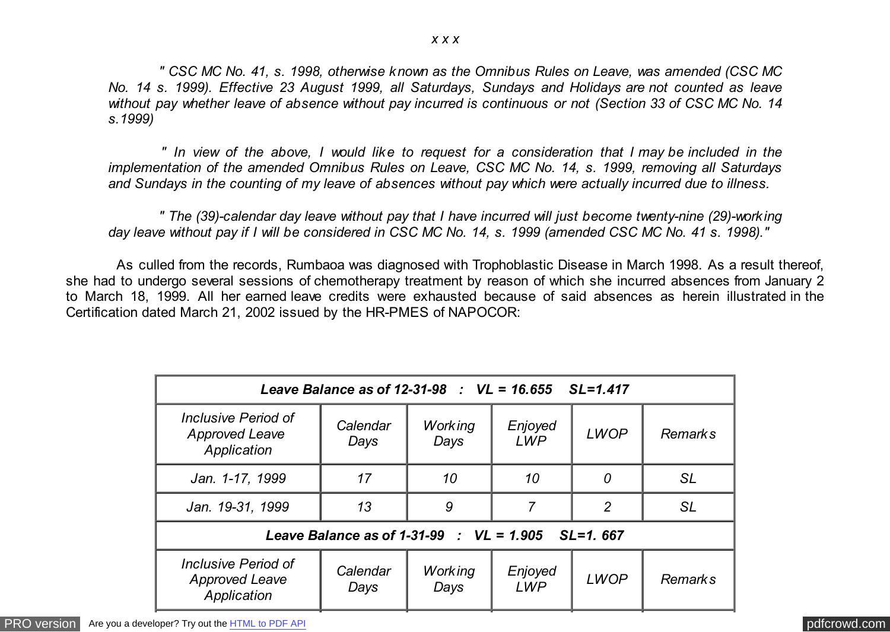*x x x*

*" CSC MC No. 41, s. 1998, otherwise known as the Omnibus Rules on Leave, was amended (CSC MC No. 14 s. 1999). Effective 23 August 1999, all Saturdays, Sundays and Holidays are not counted as leave without pay whether leave of absence without pay incurred is continuous or not (Section 33 of CSC MC No. 14 s.1999)*

*" In view of the above, I would like to request for a consideration that I may be included in the implementation of the amended Omnibus Rules on Leave, CSC MC No. 14, s. 1999, removing all Saturdays and Sundays in the counting of my leave of absences without pay which were actually incurred due to illness.*

*" The (39)-calendar day leave without pay that I have incurred will just become twenty-nine (29)-working day leave without pay if I will be considered in CSC MC No. 14, s. 1999 (amended CSC MC No. 41 s. 1998)."*

As culled from the records, Rumbaoa was diagnosed with Trophoblastic Disease in March 1998. As a result thereof, she had to undergo several sessions of chemotherapy treatment by reason of which she incurred absences from January 2 to March 18, 1999. All her earned leave credits were exhausted because of said absences as herein illustrated in the Certification dated March 21, 2002 issued by the HR-PMES of NAPOCOR:

| ***Leave Balance as of 12-31-98 : VL = 16.655 SL=1.417*** | | | | | |
|---|---|---|---|---|---|
| *Inclusive Period of Approved Leave Application* | *Calendar Days* | *Working Days* | *Enjoyed LWP* | *LWOP* | *Remarks* |
| *Jan. 1-17, 1999* | *17* | *10* | *10* | *0* | *SL* |
| *Jan. 19-31, 1999* | *13* | *9* | *7* | *2* | *SL* |
| ***Leave Balance as of 1-31-99 : VL = 1.905 SL=1. 667*** | | | | | |
| *Inclusive Period of Approved Leave Application* | *Calendar Days* | *Working Days* | *Enjoyed LWP* | *LWOP* | *Remarks* |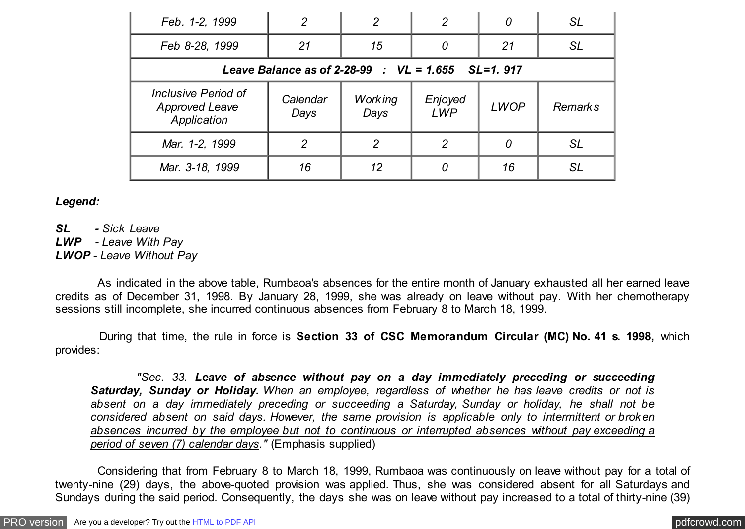| | | | | | |
|---|---|---|---|---|---|
| *Feb. 1-2, 1999* | *2* | *2* | *2* | *0* | *SL* |
| *Feb 8-28, 1999* | *21* | *15* | *0* | *21* | *SL* |
| ***Leave Balance as of 2-28-99 : VL = 1.655 SL=1. 917*** | | | | | |
| *Inclusive Period of Approved Leave Application* | *Calendar Days* | *Working Days* | *Enjoyed LWP* | *LWOP* | *Remarks* |
| *Mar. 1-2, 1999* | *2* | *2* | *2* | *0* | *SL* |
| *Mar. 3-18, 1999* | *16* | *12* | *0* | *16* | *SL* |

***Legend:***

***SL*** ***-** Sick Leave*
***LWP*** *- Leave With Pay*
***LWOP*** *- Leave Without Pay*

As indicated in the above table, Rumbaoa's absences for the entire month of January exhausted all her earned leave credits as of December 31, 1998. By January 28, 1999, she was already on leave without pay. With her chemotherapy sessions still incomplete, she incurred continuous absences from February 8 to March 18, 1999.

During that time, the rule in force is **Section 33 of CSC Memorandum Circular (MC) No. 41 s. 1998,** which provides:

> *"Sec. 33.* ***Leave of absence without pay on a day immediately preceding or succeeding Saturday, Sunday or Holiday.*** *When an employee, regardless of whether he has leave credits or not is absent on a day immediately preceding or succeeding a Saturday, Sunday or holiday, he shall not be considered absent on said days. <u>However, the same provision is applicable only to intermittent or broken absences incurred by the employee but not to continuous or interrupted absences without pay exceeding a period of seven (7) calendar days</u>."* (Emphasis supplied)

Considering that from February 8 to March 18, 1999, Rumbaoa was continuously on leave without pay for a total of twenty-nine (29) days, the above-quoted provision was applied. Thus, she was considered absent for all Saturdays and Sundays during the said period. Consequently, the days she was on leave without pay increased to a total of thirty-nine (39)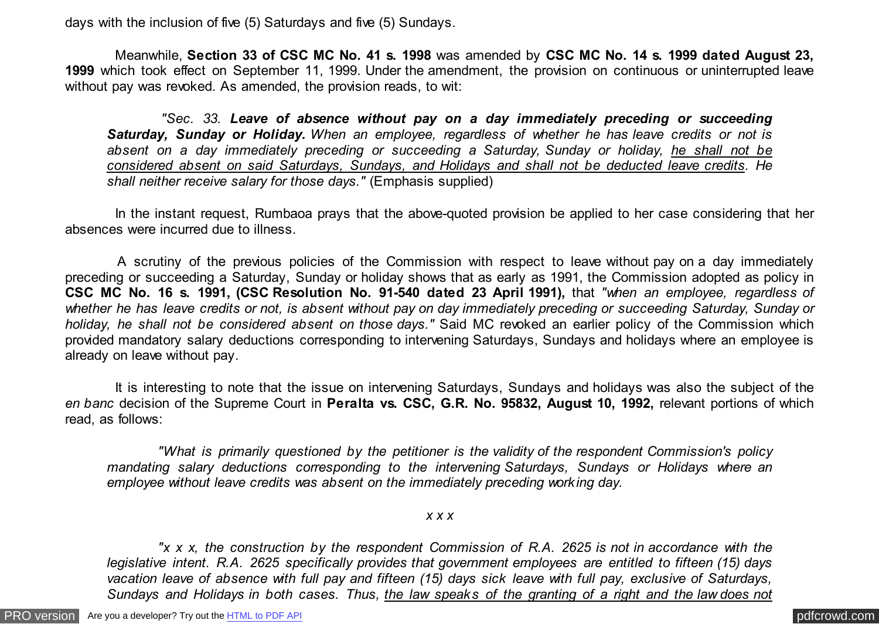days with the inclusion of five (5) Saturdays and five (5) Sundays.

Meanwhile, **Section 33 of CSC MC No. 41 s. 1998** was amended by **CSC MC No. 14 s. 1999 dated August 23, 1999** which took effect on September 11, 1999. Under the amendment, the provision on continuous or uninterrupted leave without pay was revoked. As amended, the provision reads, to wit:

> *"Sec. 33.* ***Leave of absence without pay on a day immediately preceding or succeeding Saturday, Sunday or Holiday.*** *When an employee, regardless of whether he has leave credits or not is absent on a day immediately preceding or succeeding a Saturday, Sunday or holiday, <u>he shall not be considered absent on said Saturdays, Sundays, and Holidays and shall not be deducted leave credits</u>. He shall neither receive salary for those days."* (Emphasis supplied)

In the instant request, Rumbaoa prays that the above-quoted provision be applied to her case considering that her absences were incurred due to illness.

A scrutiny of the previous policies of the Commission with respect to leave without pay on a day immediately preceding or succeeding a Saturday, Sunday or holiday shows that as early as 1991, the Commission adopted as policy in **CSC MC No. 16 s. 1991, (CSC Resolution No. 91-540 dated 23 April 1991),** that *"when an employee, regardless of whether he has leave credits or not, is absent without pay on day immediately preceding or succeeding Saturday, Sunday or holiday, he shall not be considered absent on those days."* Said MC revoked an earlier policy of the Commission which provided mandatory salary deductions corresponding to intervening Saturdays, Sundays and holidays where an employee is already on leave without pay.

It is interesting to note that the issue on intervening Saturdays, Sundays and holidays was also the subject of the *en banc* decision of the Supreme Court in **Peralta vs. CSC, G.R. No. 95832, August 10, 1992,** relevant portions of which read, as follows:

> *"What is primarily questioned by the petitioner is the validity of the respondent Commission's policy mandating salary deductions corresponding to the intervening Saturdays, Sundays or Holidays where an employee without leave credits was absent on the immediately preceding working day.*
>
> *x x x*
>
> *"x x x, the construction by the respondent Commission of R.A. 2625 is not in accordance with the legislative intent. R.A. 2625 specifically provides that government employees are entitled to fifteen (15) days vacation leave of absence with full pay and fifteen (15) days sick leave with full pay, exclusive of Saturdays, Sundays and Holidays in both cases. Thus, <u>the law speaks of the granting of a right and the law does not</u>*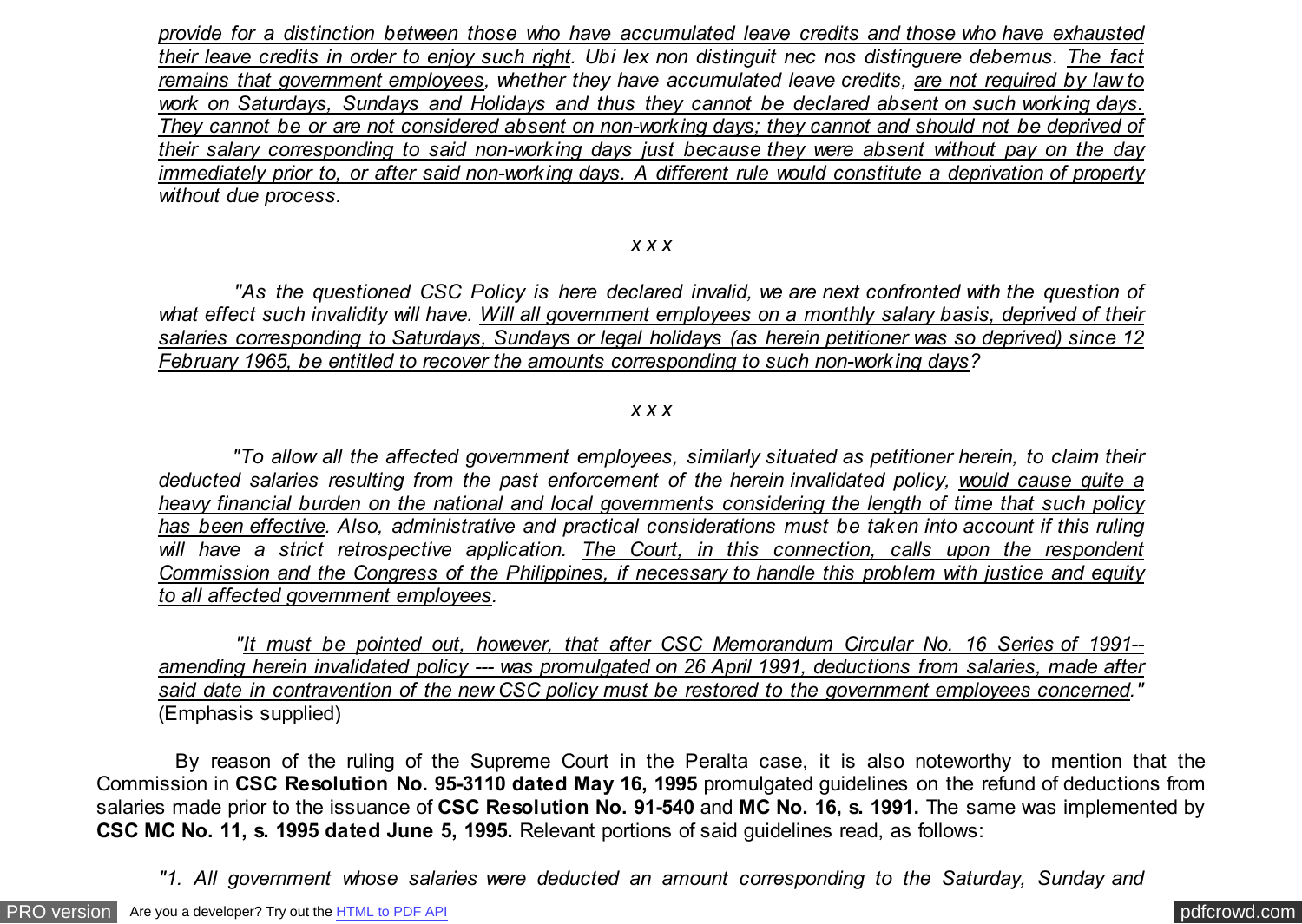*provide for a distinction between those who have accumulated leave credits and those who have exhausted their leave credits in order to enjoy such right. Ubi lex non distinguit nec nos distinguere debemus. The fact remains that government employees, whether they have accumulated leave credits, are not required by law to work on Saturdays, Sundays and Holidays and thus they cannot be declared absent on such working days. They cannot be or are not considered absent on non-working days; they cannot and should not be deprived of their salary corresponding to said non-working days just because they were absent without pay on the day immediately prior to, or after said non-working days. A different rule would constitute a deprivation of property without due process.*

*x x x*

*"As the questioned CSC Policy is here declared invalid, we are next confronted with the question of what effect such invalidity will have. Will all government employees on a monthly salary basis, deprived of their salaries corresponding to Saturdays, Sundays or legal holidays (as herein petitioner was so deprived) since 12 February 1965, be entitled to recover the amounts corresponding to such non-working days?*

*x x x*

*"To allow all the affected government employees, similarly situated as petitioner herein, to claim their deducted salaries resulting from the past enforcement of the herein invalidated policy, would cause quite a heavy financial burden on the national and local governments considering the length of time that such policy has been effective. Also, administrative and practical considerations must be taken into account if this ruling will have a strict retrospective application. The Court, in this connection, calls upon the respondent Commission and the Congress of the Philippines, if necessary to handle this problem with justice and equity to all affected government employees.*

*"It must be pointed out, however, that after CSC Memorandum Circular No. 16 Series of 1991-- amending herein invalidated policy --- was promulgated on 26 April 1991, deductions from salaries, made after said date in contravention of the new CSC policy must be restored to the government employees concerned."* (Emphasis supplied)

By reason of the ruling of the Supreme Court in the Peralta case, it is also noteworthy to mention that the Commission in **CSC Resolution No. 95-3110 dated May 16, 1995** promulgated guidelines on the refund of deductions from salaries made prior to the issuance of **CSC Resolution No. 91-540** and **MC No. 16, s. 1991.** The same was implemented by **CSC MC No. 11, s. 1995 dated June 5, 1995.** Relevant portions of said guidelines read, as follows:

*"1. All government whose salaries were deducted an amount corresponding to the Saturday, Sunday and*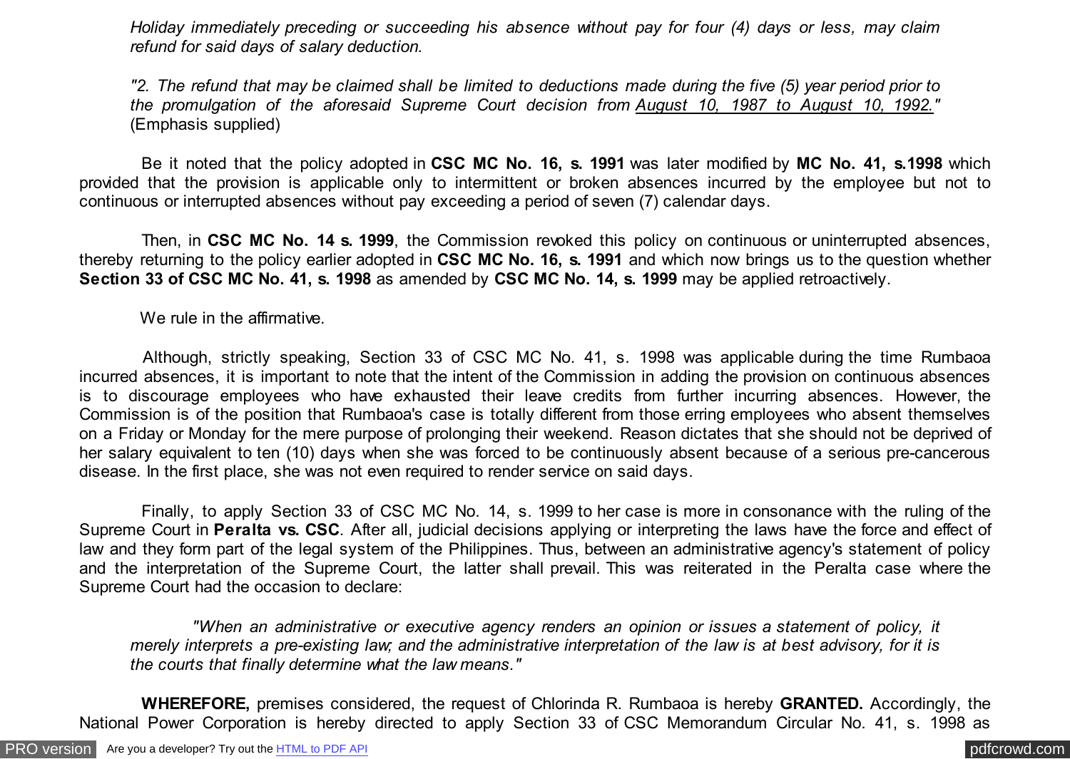*Holiday immediately preceding or succeeding his absence without pay for four (4) days or less, may claim refund for said days of salary deduction.*

*"2. The refund that may be claimed shall be limited to deductions made during the five (5) year period prior to the promulgation of the aforesaid Supreme Court decision from* *<u>August 10, 1987 to August 10, 1992.</u>*" (Emphasis supplied)

Be it noted that the policy adopted in **CSC MC No. 16, s. 1991** was later modified by **MC No. 41, s.1998** which provided that the provision is applicable only to intermittent or broken absences incurred by the employee but not to continuous or interrupted absences without pay exceeding a period of seven (7) calendar days.

Then, in **CSC MC No. 14 s. 1999**, the Commission revoked this policy on continuous or uninterrupted absences, thereby returning to the policy earlier adopted in **CSC MC No. 16, s. 1991** and which now brings us to the question whether **Section 33 of CSC MC No. 41, s. 1998** as amended by **CSC MC No. 14, s. 1999** may be applied retroactively.

We rule in the affirmative.

Although, strictly speaking, Section 33 of CSC MC No. 41, s. 1998 was applicable during the time Rumbaoa incurred absences, it is important to note that the intent of the Commission in adding the provision on continuous absences is to discourage employees who have exhausted their leave credits from further incurring absences. However, the Commission is of the position that Rumbaoa's case is totally different from those erring employees who absent themselves on a Friday or Monday for the mere purpose of prolonging their weekend. Reason dictates that she should not be deprived of her salary equivalent to ten (10) days when she was forced to be continuously absent because of a serious pre-cancerous disease. In the first place, she was not even required to render service on said days.

Finally, to apply Section 33 of CSC MC No. 14, s. 1999 to her case is more in consonance with the ruling of the Supreme Court in **Peralta vs. CSC**. After all, judicial decisions applying or interpreting the laws have the force and effect of law and they form part of the legal system of the Philippines. Thus, between an administrative agency's statement of policy and the interpretation of the Supreme Court, the latter shall prevail. This was reiterated in the Peralta case where the Supreme Court had the occasion to declare:

*"When an administrative or executive agency renders an opinion or issues a statement of policy, it merely interprets a pre-existing law; and the administrative interpretation of the law is at best advisory, for it is the courts that finally determine what the law means."*

**WHEREFORE,** premises considered, the request of Chlorinda R. Rumbaoa is hereby **GRANTED.** Accordingly, the National Power Corporation is hereby directed to apply Section 33 of CSC Memorandum Circular No. 41, s. 1998 as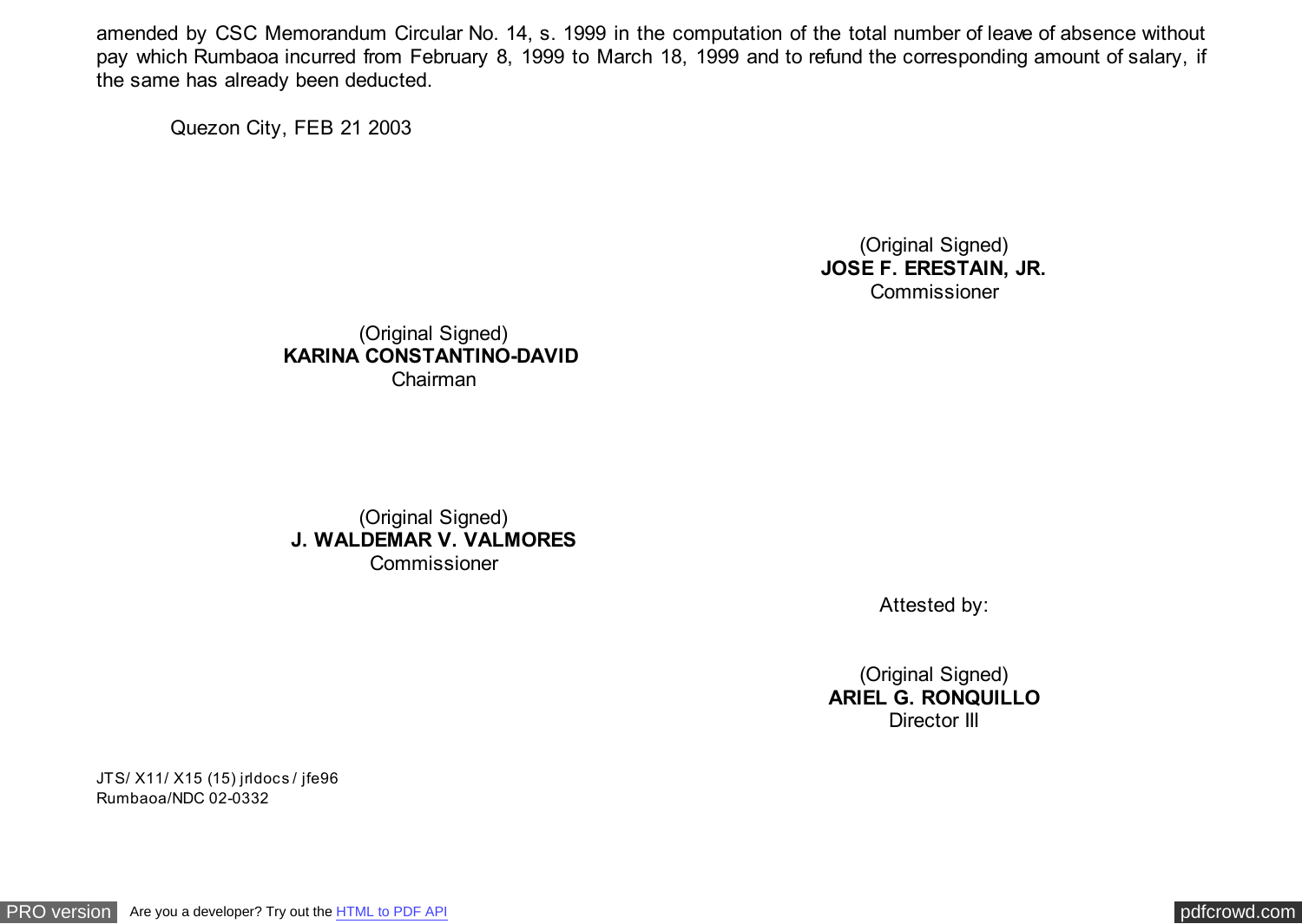amended by CSC Memorandum Circular No. 14, s. 1999 in the computation of the total number of leave of absence without pay which Rumbaoa incurred from February 8, 1999 to March 18, 1999 and to refund the corresponding amount of salary, if the same has already been deducted.

Quezon City, FEB 21 2003

(Original Signed)
**JOSE F. ERESTAIN, JR.**
Commissioner

(Original Signed)
**KARINA CONSTANTINO-DAVID**
Chairman

(Original Signed)
**J. WALDEMAR V. VALMORES**
Commissioner

Attested by:

(Original Signed)
**ARIEL G. RONQUILLO**
Director III

JTS/ X11/ X15 (15) jrldocs / jfe96
Rumbaoa/NDC 02-0332